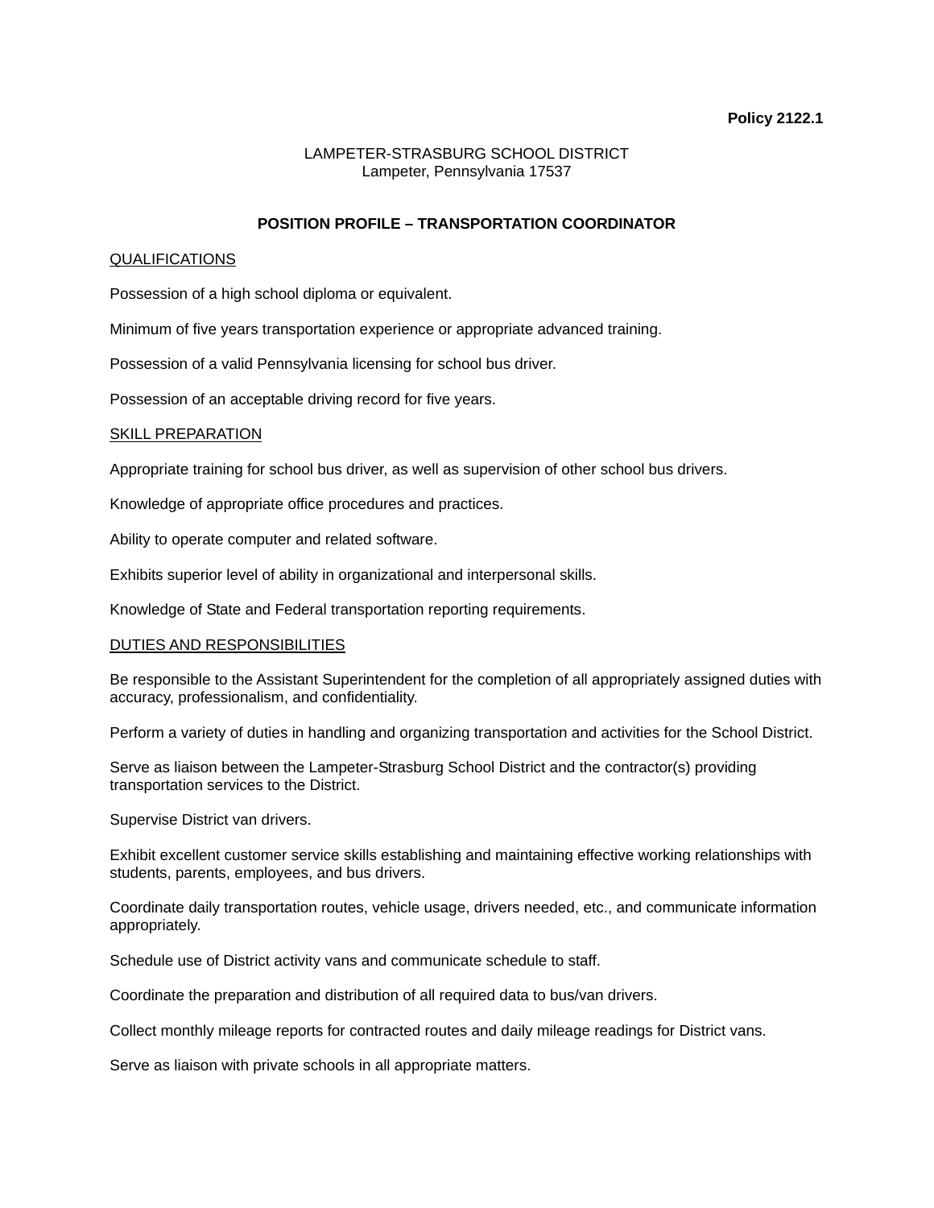**Policy 2122.1**

LAMPETER-STRASBURG SCHOOL DISTRICT
Lampeter, Pennsylvania 17537

# POSITION PROFILE – TRANSPORTATION COORDINATOR

## QUALIFICATIONS

Possession of a high school diploma or equivalent.

Minimum of five years transportation experience or appropriate advanced training.

Possession of a valid Pennsylvania licensing for school bus driver.

Possession of an acceptable driving record for five years.

## SKILL PREPARATION

Appropriate training for school bus driver, as well as supervision of other school bus drivers.

Knowledge of appropriate office procedures and practices.

Ability to operate computer and related software.

Exhibits superior level of ability in organizational and interpersonal skills.

Knowledge of State and Federal transportation reporting requirements.

## DUTIES AND RESPONSIBILITIES

Be responsible to the Assistant Superintendent for the completion of all appropriately assigned duties with accuracy, professionalism, and confidentiality.

Perform a variety of duties in handling and organizing transportation and activities for the School District.

Serve as liaison between the Lampeter-Strasburg School District and the contractor(s) providing transportation services to the District.

Supervise District van drivers.

Exhibit excellent customer service skills establishing and maintaining effective working relationships with students, parents, employees, and bus drivers.

Coordinate daily transportation routes, vehicle usage, drivers needed, etc., and communicate information appropriately.

Schedule use of District activity vans and communicate schedule to staff.

Coordinate the preparation and distribution of all required data to bus/van drivers.

Collect monthly mileage reports for contracted routes and daily mileage readings for District vans.

Serve as liaison with private schools in all appropriate matters.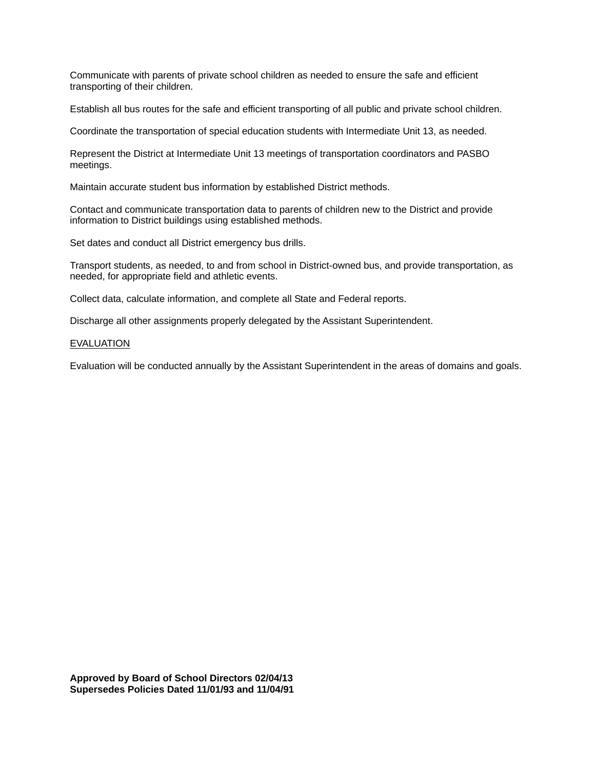Communicate with parents of private school children as needed to ensure the safe and efficient transporting of their children.

Establish all bus routes for the safe and efficient transporting of all public and private school children.

Coordinate the transportation of special education students with Intermediate Unit 13, as needed.

Represent the District at Intermediate Unit 13 meetings of transportation coordinators and PASBO meetings.

Maintain accurate student bus information by established District methods.

Contact and communicate transportation data to parents of children new to the District and provide information to District buildings using established methods.

Set dates and conduct all District emergency bus drills.

Transport students, as needed, to and from school in District-owned bus, and provide transportation, as needed, for appropriate field and athletic events.

Collect data, calculate information, and complete all State and Federal reports.

Discharge all other assignments properly delegated by the Assistant Superintendent.

<u>EVALUATION</u>

Evaluation will be conducted annually by the Assistant Superintendent in the areas of domains and goals.

**Approved by Board of School Directors 02/04/13**
**Supersedes Policies Dated 11/01/93 and 11/04/91**